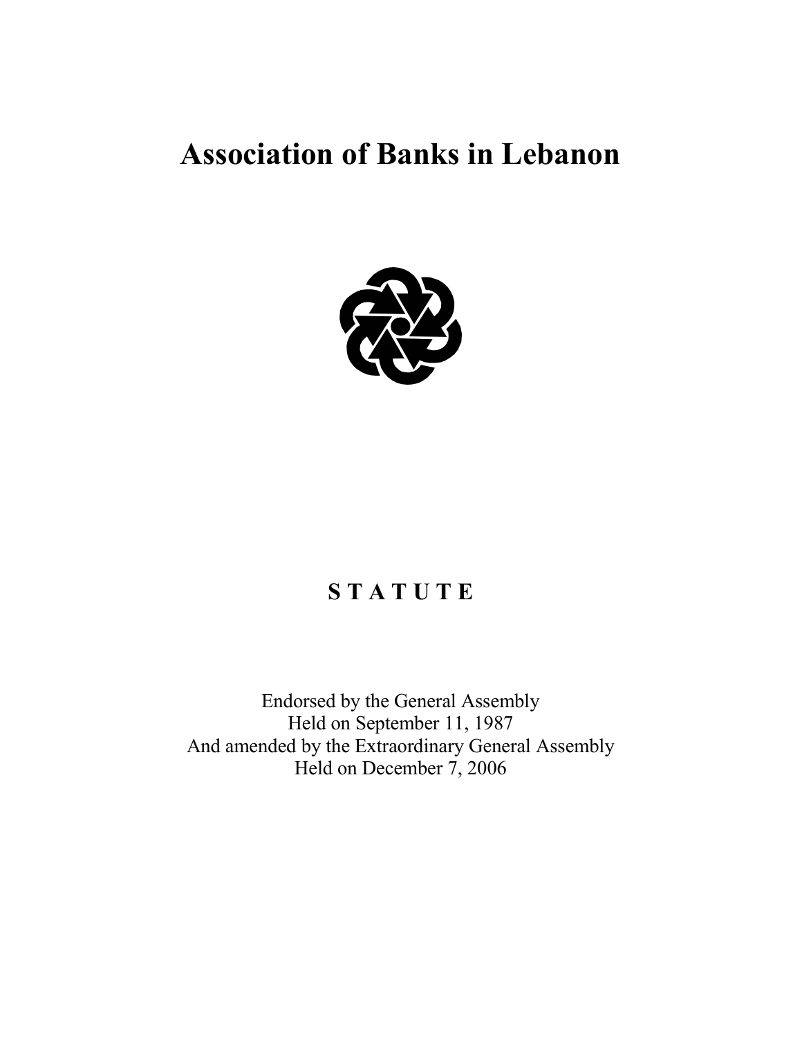# Association of Banks in Lebanon

## S T A T U T E

Endorsed by the General Assembly
Held on September 11, 1987
And amended by the Extraordinary General Assembly
Held on December 7, 2006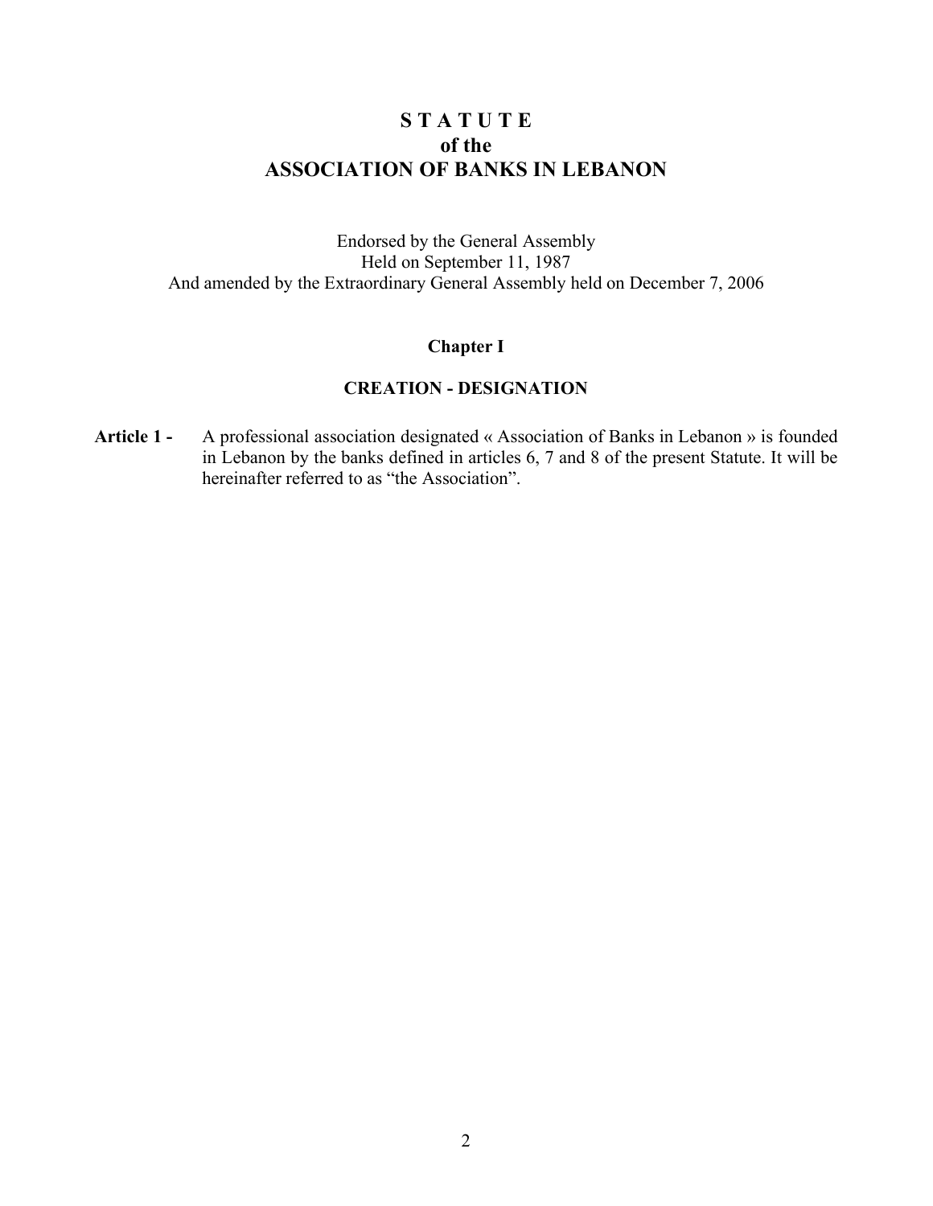# S T A T U T E
# of the
# ASSOCIATION OF BANKS IN LEBANON

Endorsed by the General Assembly
Held on September 11, 1987
And amended by the Extraordinary General Assembly held on December 7, 2006

## Chapter I

## CREATION - DESIGNATION

**Article 1 -** A professional association designated « Association of Banks in Lebanon » is founded in Lebanon by the banks defined in articles 6, 7 and 8 of the present Statute. It will be hereinafter referred to as "the Association".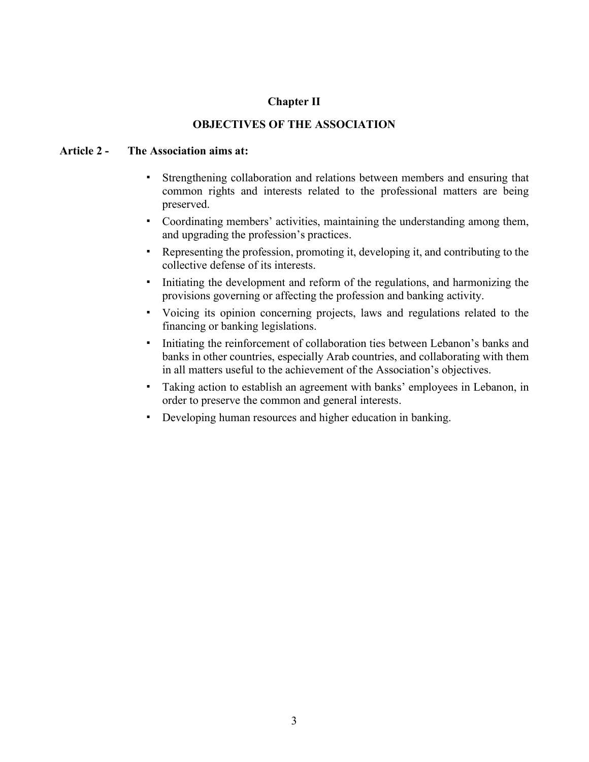## Chapter II

## OBJECTIVES OF THE ASSOCIATION

**Article 2 - The Association aims at:**

- Strengthening collaboration and relations between members and ensuring that common rights and interests related to the professional matters are being preserved.
- Coordinating members' activities, maintaining the understanding among them, and upgrading the profession's practices.
- Representing the profession, promoting it, developing it, and contributing to the collective defense of its interests.
- Initiating the development and reform of the regulations, and harmonizing the provisions governing or affecting the profession and banking activity.
- Voicing its opinion concerning projects, laws and regulations related to the financing or banking legislations.
- Initiating the reinforcement of collaboration ties between Lebanon's banks and banks in other countries, especially Arab countries, and collaborating with them in all matters useful to the achievement of the Association's objectives.
- Taking action to establish an agreement with banks' employees in Lebanon, in order to preserve the common and general interests.
- Developing human resources and higher education in banking.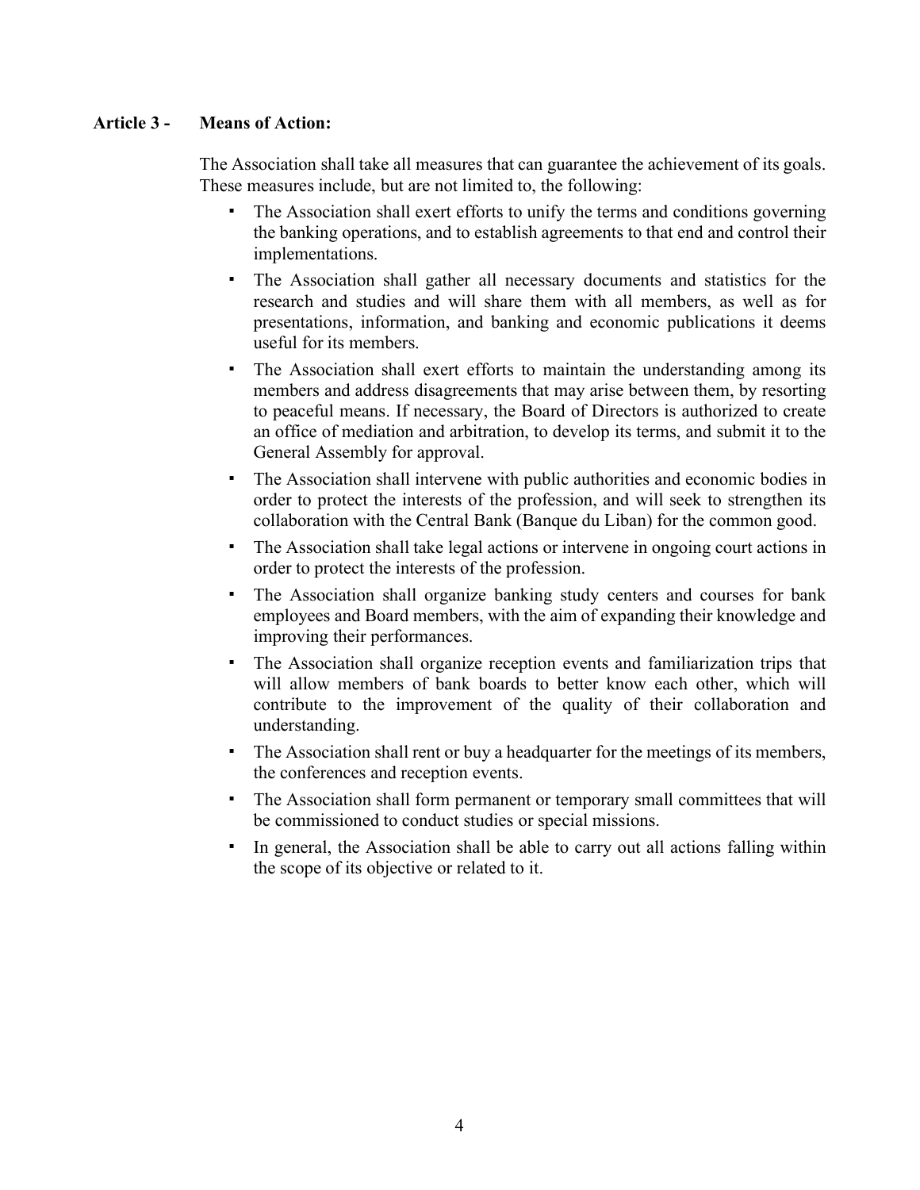**Article 3 - Means of Action:**

The Association shall take all measures that can guarantee the achievement of its goals. These measures include, but are not limited to, the following:

- The Association shall exert efforts to unify the terms and conditions governing the banking operations, and to establish agreements to that end and control their implementations.
- The Association shall gather all necessary documents and statistics for the research and studies and will share them with all members, as well as for presentations, information, and banking and economic publications it deems useful for its members.
- The Association shall exert efforts to maintain the understanding among its members and address disagreements that may arise between them, by resorting to peaceful means. If necessary, the Board of Directors is authorized to create an office of mediation and arbitration, to develop its terms, and submit it to the General Assembly for approval.
- The Association shall intervene with public authorities and economic bodies in order to protect the interests of the profession, and will seek to strengthen its collaboration with the Central Bank (Banque du Liban) for the common good.
- The Association shall take legal actions or intervene in ongoing court actions in order to protect the interests of the profession.
- The Association shall organize banking study centers and courses for bank employees and Board members, with the aim of expanding their knowledge and improving their performances.
- The Association shall organize reception events and familiarization trips that will allow members of bank boards to better know each other, which will contribute to the improvement of the quality of their collaboration and understanding.
- The Association shall rent or buy a headquarter for the meetings of its members, the conferences and reception events.
- The Association shall form permanent or temporary small committees that will be commissioned to conduct studies or special missions.
- In general, the Association shall be able to carry out all actions falling within the scope of its objective or related to it.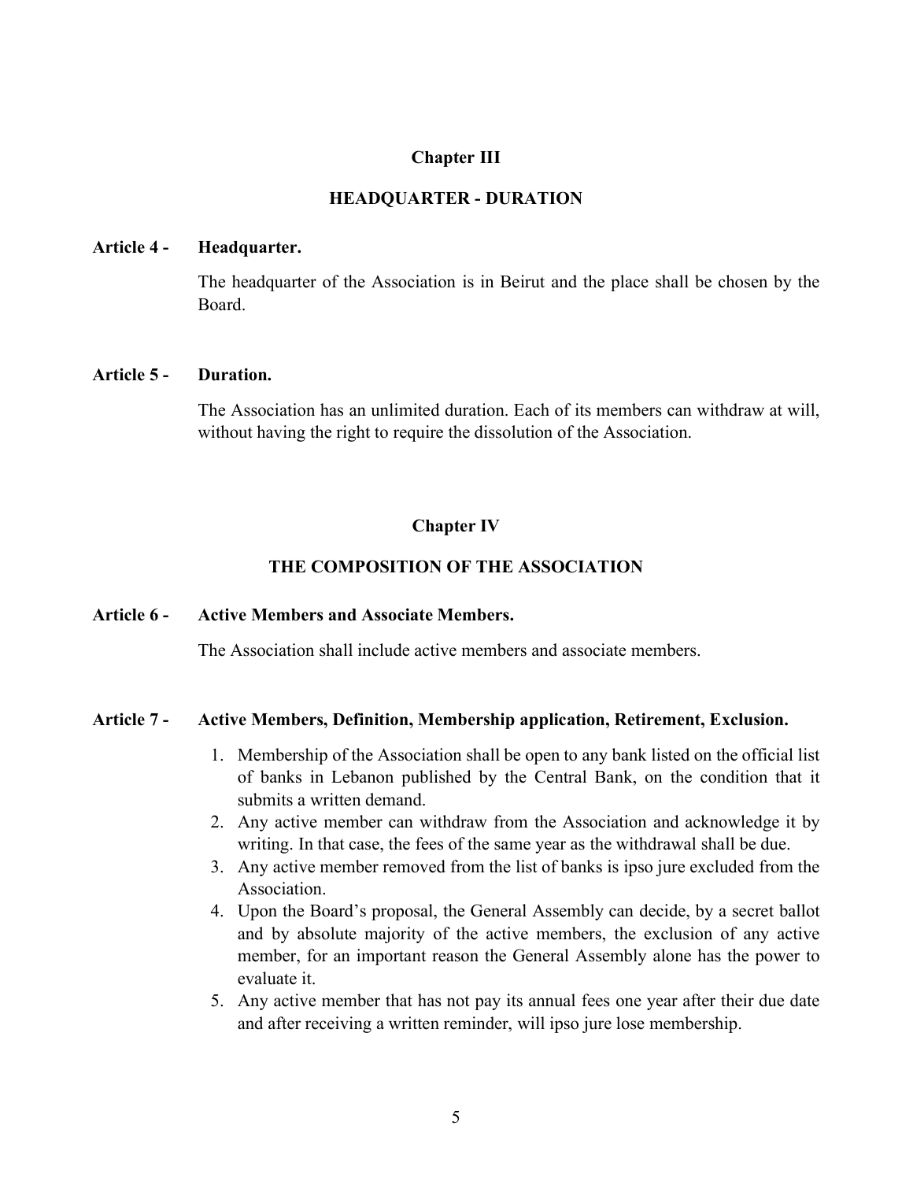## Chapter III

## HEADQUARTER - DURATION

**Article 4 - Headquarter.**

The headquarter of the Association is in Beirut and the place shall be chosen by the Board.

**Article 5 - Duration.**

The Association has an unlimited duration. Each of its members can withdraw at will, without having the right to require the dissolution of the Association.

## Chapter IV

## THE COMPOSITION OF THE ASSOCIATION

**Article 6 - Active Members and Associate Members.**

The Association shall include active members and associate members.

**Article 7 - Active Members, Definition, Membership application, Retirement, Exclusion.**

1. Membership of the Association shall be open to any bank listed on the official list of banks in Lebanon published by the Central Bank, on the condition that it submits a written demand.
2. Any active member can withdraw from the Association and acknowledge it by writing. In that case, the fees of the same year as the withdrawal shall be due.
3. Any active member removed from the list of banks is ipso jure excluded from the Association.
4. Upon the Board's proposal, the General Assembly can decide, by a secret ballot and by absolute majority of the active members, the exclusion of any active member, for an important reason the General Assembly alone has the power to evaluate it.
5. Any active member that has not pay its annual fees one year after their due date and after receiving a written reminder, will ipso jure lose membership.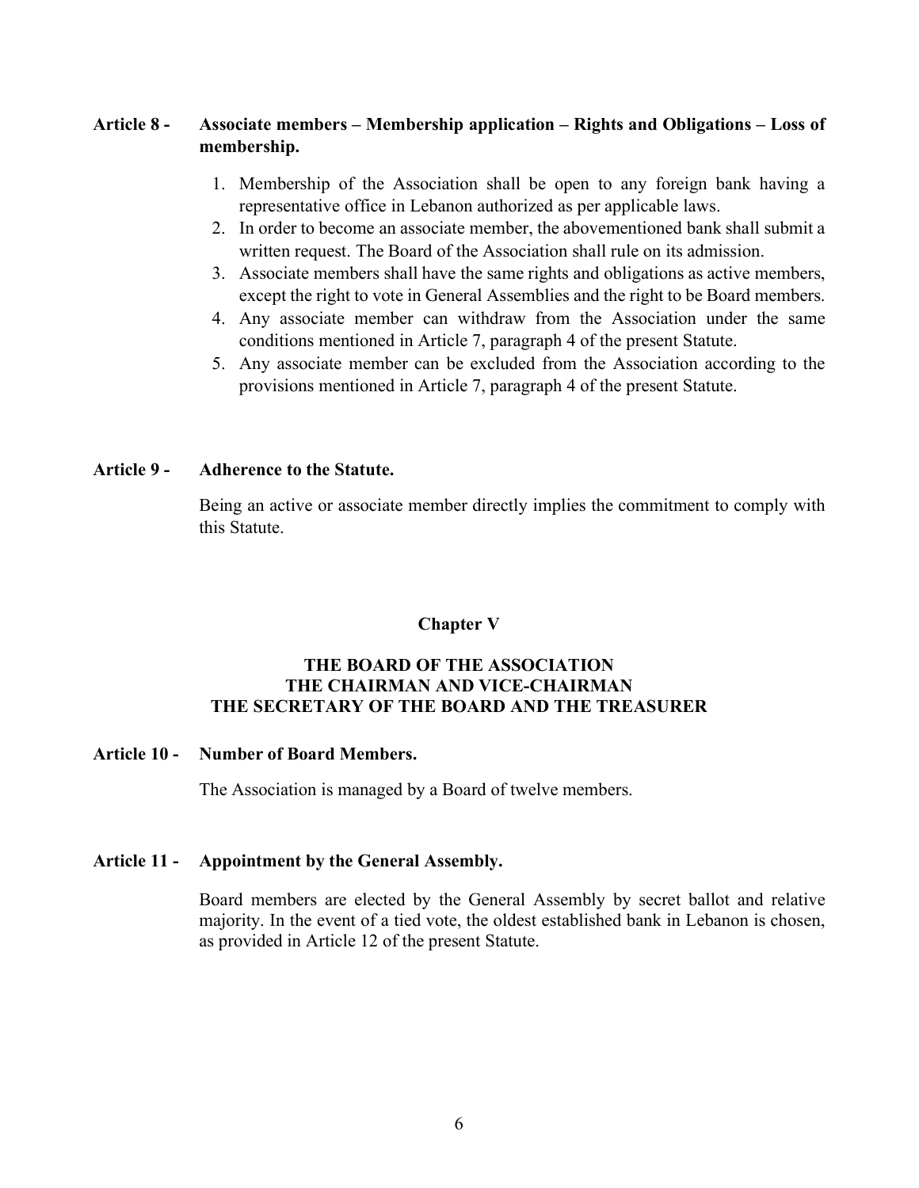**Article 8 - Associate members – Membership application – Rights and Obligations – Loss of membership.**

1. Membership of the Association shall be open to any foreign bank having a representative office in Lebanon authorized as per applicable laws.
2. In order to become an associate member, the abovementioned bank shall submit a written request. The Board of the Association shall rule on its admission.
3. Associate members shall have the same rights and obligations as active members, except the right to vote in General Assemblies and the right to be Board members.
4. Any associate member can withdraw from the Association under the same conditions mentioned in Article 7, paragraph 4 of the present Statute.
5. Any associate member can be excluded from the Association according to the provisions mentioned in Article 7, paragraph 4 of the present Statute.

**Article 9 - Adherence to the Statute.**

Being an active or associate member directly implies the commitment to comply with this Statute.

## Chapter V

## THE BOARD OF THE ASSOCIATION
## THE CHAIRMAN AND VICE-CHAIRMAN
## THE SECRETARY OF THE BOARD AND THE TREASURER

**Article 10 - Number of Board Members.**

The Association is managed by a Board of twelve members.

**Article 11 - Appointment by the General Assembly.**

Board members are elected by the General Assembly by secret ballot and relative majority. In the event of a tied vote, the oldest established bank in Lebanon is chosen, as provided in Article 12 of the present Statute.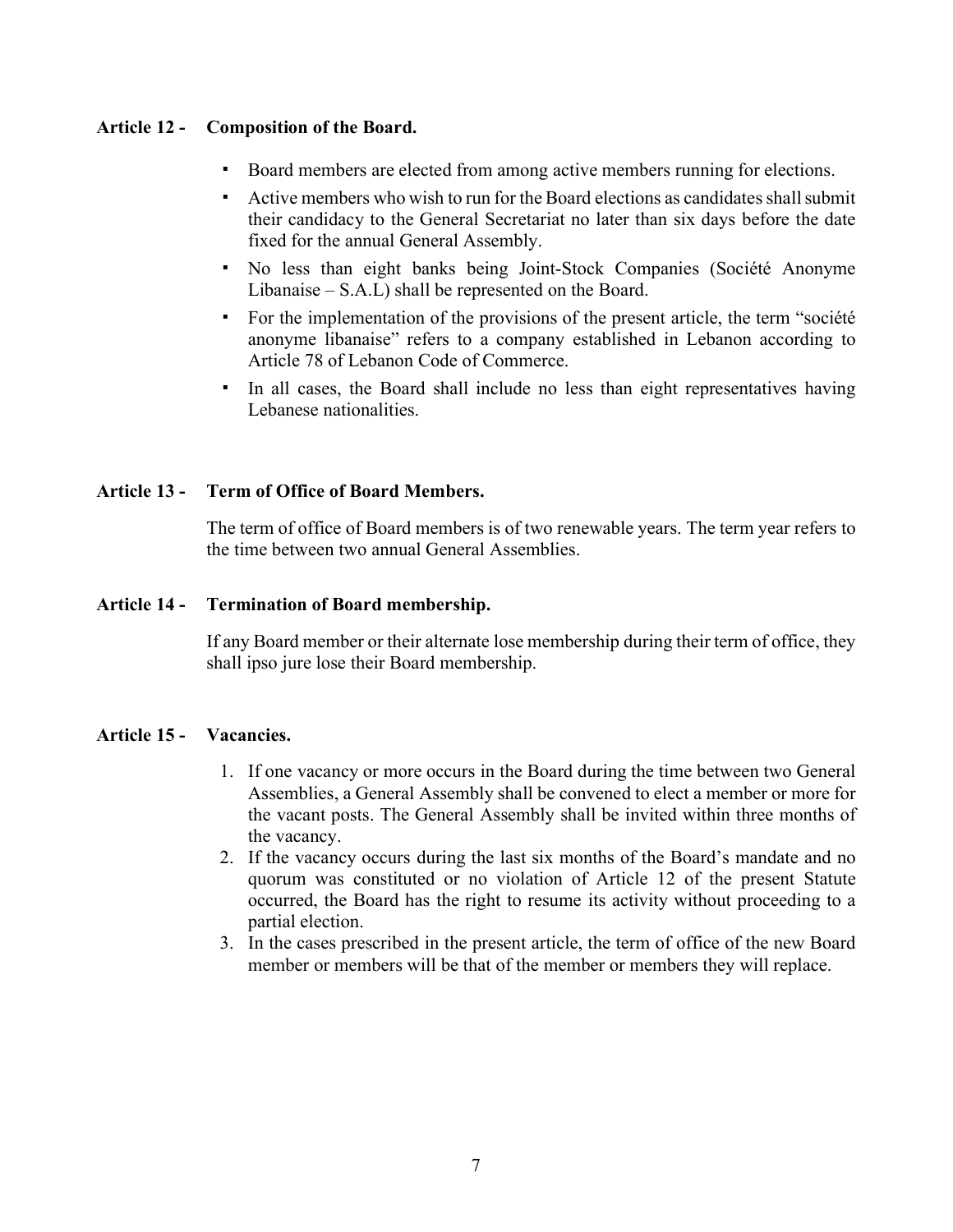**Article 12 - Composition of the Board.**

- Board members are elected from among active members running for elections.
- Active members who wish to run for the Board elections as candidates shall submit their candidacy to the General Secretariat no later than six days before the date fixed for the annual General Assembly.
- No less than eight banks being Joint-Stock Companies (Société Anonyme Libanaise – S.A.L) shall be represented on the Board.
- For the implementation of the provisions of the present article, the term "société anonyme libanaise" refers to a company established in Lebanon according to Article 78 of Lebanon Code of Commerce.
- In all cases, the Board shall include no less than eight representatives having Lebanese nationalities.

**Article 13 - Term of Office of Board Members.**

The term of office of Board members is of two renewable years. The term year refers to the time between two annual General Assemblies.

**Article 14 - Termination of Board membership.**

If any Board member or their alternate lose membership during their term of office, they shall ipso jure lose their Board membership.

**Article 15 - Vacancies.**

1. If one vacancy or more occurs in the Board during the time between two General Assemblies, a General Assembly shall be convened to elect a member or more for the vacant posts. The General Assembly shall be invited within three months of the vacancy.
2. If the vacancy occurs during the last six months of the Board's mandate and no quorum was constituted or no violation of Article 12 of the present Statute occurred, the Board has the right to resume its activity without proceeding to a partial election.
3. In the cases prescribed in the present article, the term of office of the new Board member or members will be that of the member or members they will replace.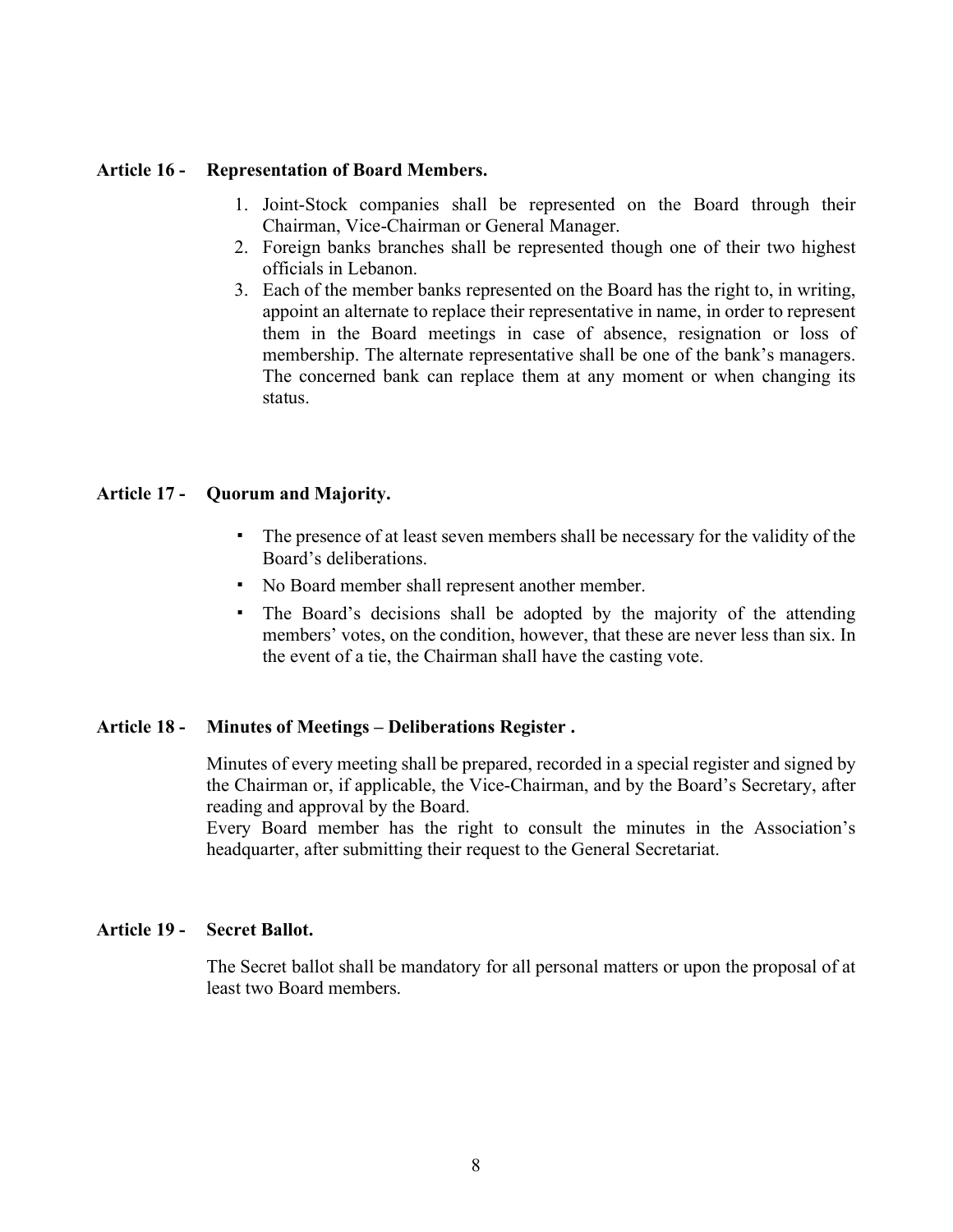**Article 16 - Representation of Board Members.**

1. Joint-Stock companies shall be represented on the Board through their Chairman, Vice-Chairman or General Manager.
2. Foreign banks branches shall be represented though one of their two highest officials in Lebanon.
3. Each of the member banks represented on the Board has the right to, in writing, appoint an alternate to replace their representative in name, in order to represent them in the Board meetings in case of absence, resignation or loss of membership. The alternate representative shall be one of the bank's managers. The concerned bank can replace them at any moment or when changing its status.

**Article 17 - Quorum and Majority.**

- The presence of at least seven members shall be necessary for the validity of the Board's deliberations.
- No Board member shall represent another member.
- The Board's decisions shall be adopted by the majority of the attending members' votes, on the condition, however, that these are never less than six. In the event of a tie, the Chairman shall have the casting vote.

**Article 18 - Minutes of Meetings – Deliberations Register .**

Minutes of every meeting shall be prepared, recorded in a special register and signed by the Chairman or, if applicable, the Vice-Chairman, and by the Board's Secretary, after reading and approval by the Board.
Every Board member has the right to consult the minutes in the Association's headquarter, after submitting their request to the General Secretariat.

**Article 19 - Secret Ballot.**

The Secret ballot shall be mandatory for all personal matters or upon the proposal of at least two Board members.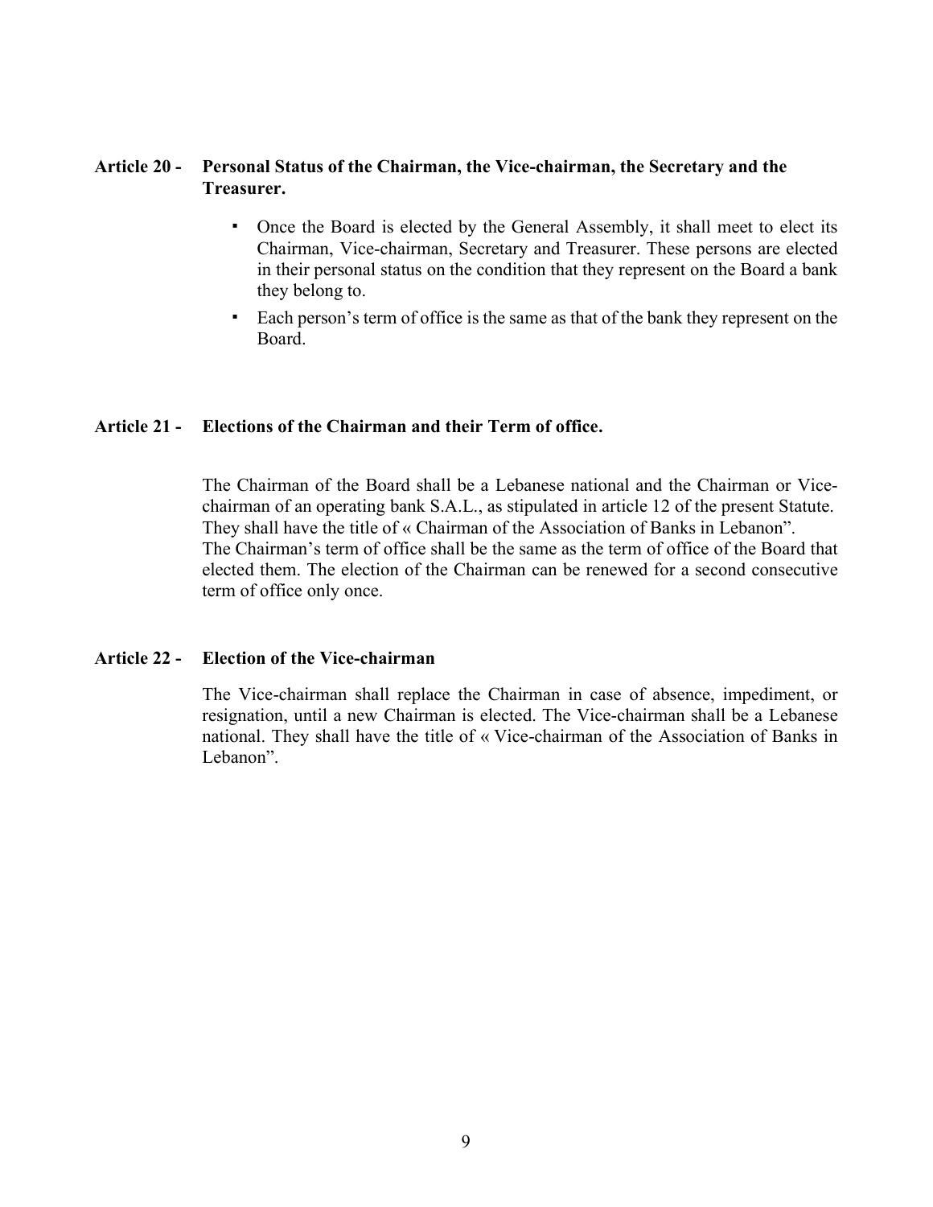**Article 20 - Personal Status of the Chairman, the Vice-chairman, the Secretary and the Treasurer.**

- Once the Board is elected by the General Assembly, it shall meet to elect its Chairman, Vice-chairman, Secretary and Treasurer. These persons are elected in their personal status on the condition that they represent on the Board a bank they belong to.
- Each person's term of office is the same as that of the bank they represent on the Board.

**Article 21 - Elections of the Chairman and their Term of office.**

The Chairman of the Board shall be a Lebanese national and the Chairman or Vice-chairman of an operating bank S.A.L., as stipulated in article 12 of the present Statute. They shall have the title of « Chairman of the Association of Banks in Lebanon".
The Chairman's term of office shall be the same as the term of office of the Board that elected them. The election of the Chairman can be renewed for a second consecutive term of office only once.

**Article 22 - Election of the Vice-chairman**

The Vice-chairman shall replace the Chairman in case of absence, impediment, or resignation, until a new Chairman is elected. The Vice-chairman shall be a Lebanese national. They shall have the title of « Vice-chairman of the Association of Banks in Lebanon".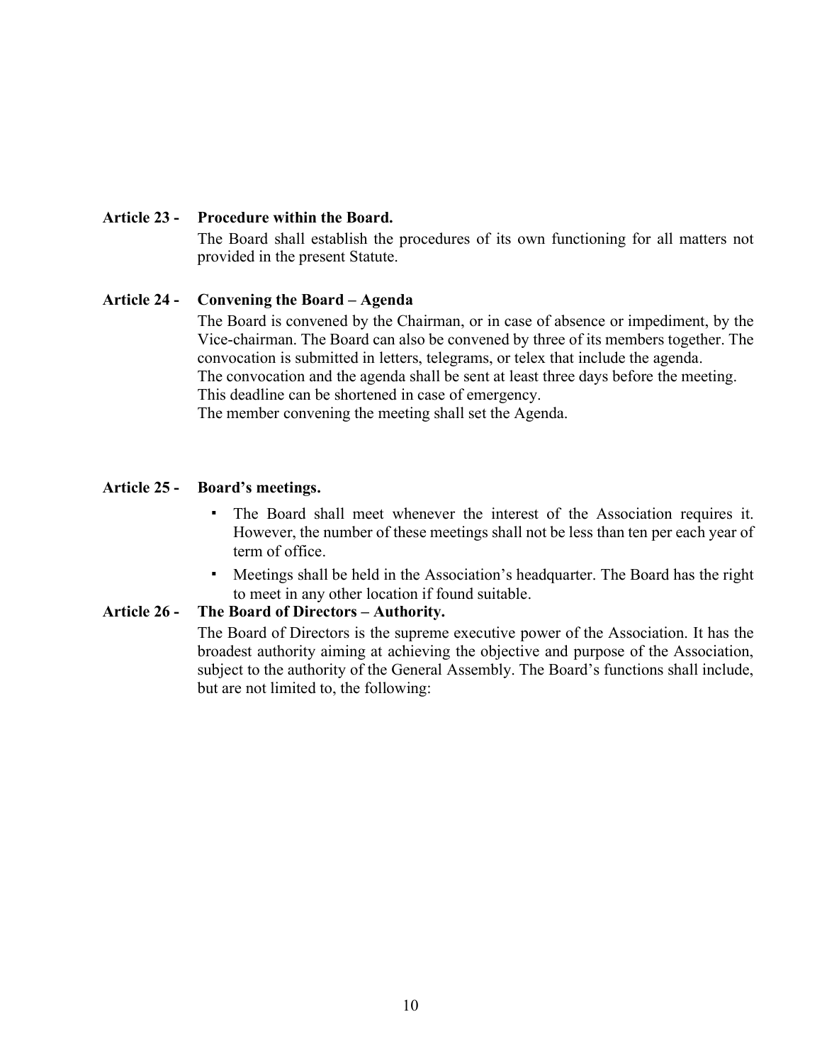**Article 23 - Procedure within the Board.**

The Board shall establish the procedures of its own functioning for all matters not provided in the present Statute.

**Article 24 - Convening the Board – Agenda**

The Board is convened by the Chairman, or in case of absence or impediment, by the Vice-chairman. The Board can also be convened by three of its members together. The convocation is submitted in letters, telegrams, or telex that include the agenda.
The convocation and the agenda shall be sent at least three days before the meeting.
This deadline can be shortened in case of emergency.
The member convening the meeting shall set the Agenda.

**Article 25 - Board's meetings.**

- The Board shall meet whenever the interest of the Association requires it. However, the number of these meetings shall not be less than ten per each year of term of office.
- Meetings shall be held in the Association's headquarter. The Board has the right to meet in any other location if found suitable.

**Article 26 - The Board of Directors – Authority.**

The Board of Directors is the supreme executive power of the Association. It has the broadest authority aiming at achieving the objective and purpose of the Association, subject to the authority of the General Assembly. The Board's functions shall include, but are not limited to, the following: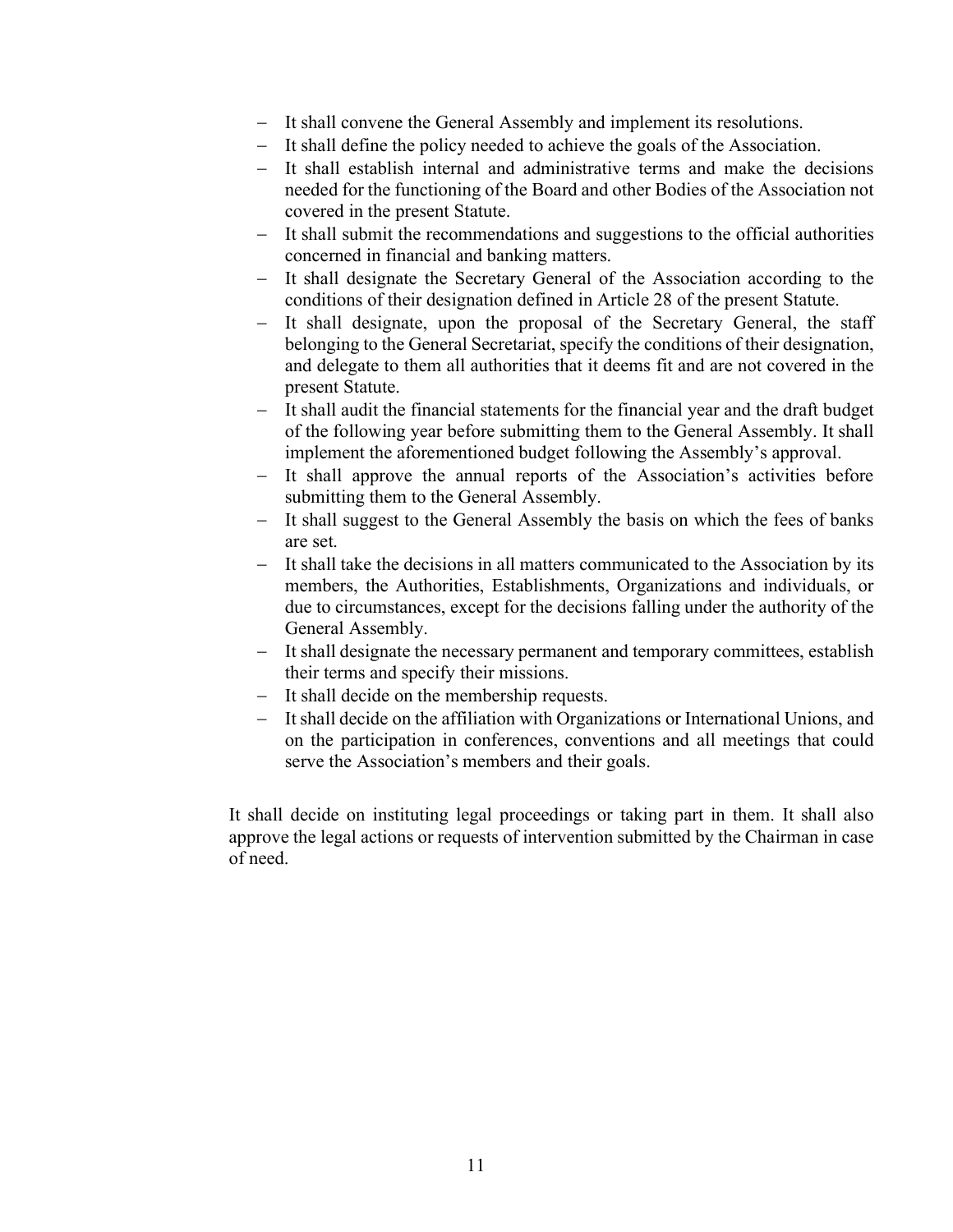- It shall convene the General Assembly and implement its resolutions.
- It shall define the policy needed to achieve the goals of the Association.
- It shall establish internal and administrative terms and make the decisions needed for the functioning of the Board and other Bodies of the Association not covered in the present Statute.
- It shall submit the recommendations and suggestions to the official authorities concerned in financial and banking matters.
- It shall designate the Secretary General of the Association according to the conditions of their designation defined in Article 28 of the present Statute.
- It shall designate, upon the proposal of the Secretary General, the staff belonging to the General Secretariat, specify the conditions of their designation, and delegate to them all authorities that it deems fit and are not covered in the present Statute.
- It shall audit the financial statements for the financial year and the draft budget of the following year before submitting them to the General Assembly. It shall implement the aforementioned budget following the Assembly's approval.
- It shall approve the annual reports of the Association's activities before submitting them to the General Assembly.
- It shall suggest to the General Assembly the basis on which the fees of banks are set.
- It shall take the decisions in all matters communicated to the Association by its members, the Authorities, Establishments, Organizations and individuals, or due to circumstances, except for the decisions falling under the authority of the General Assembly.
- It shall designate the necessary permanent and temporary committees, establish their terms and specify their missions.
- It shall decide on the membership requests.
- It shall decide on the affiliation with Organizations or International Unions, and on the participation in conferences, conventions and all meetings that could serve the Association's members and their goals.

It shall decide on instituting legal proceedings or taking part in them. It shall also approve the legal actions or requests of intervention submitted by the Chairman in case of need.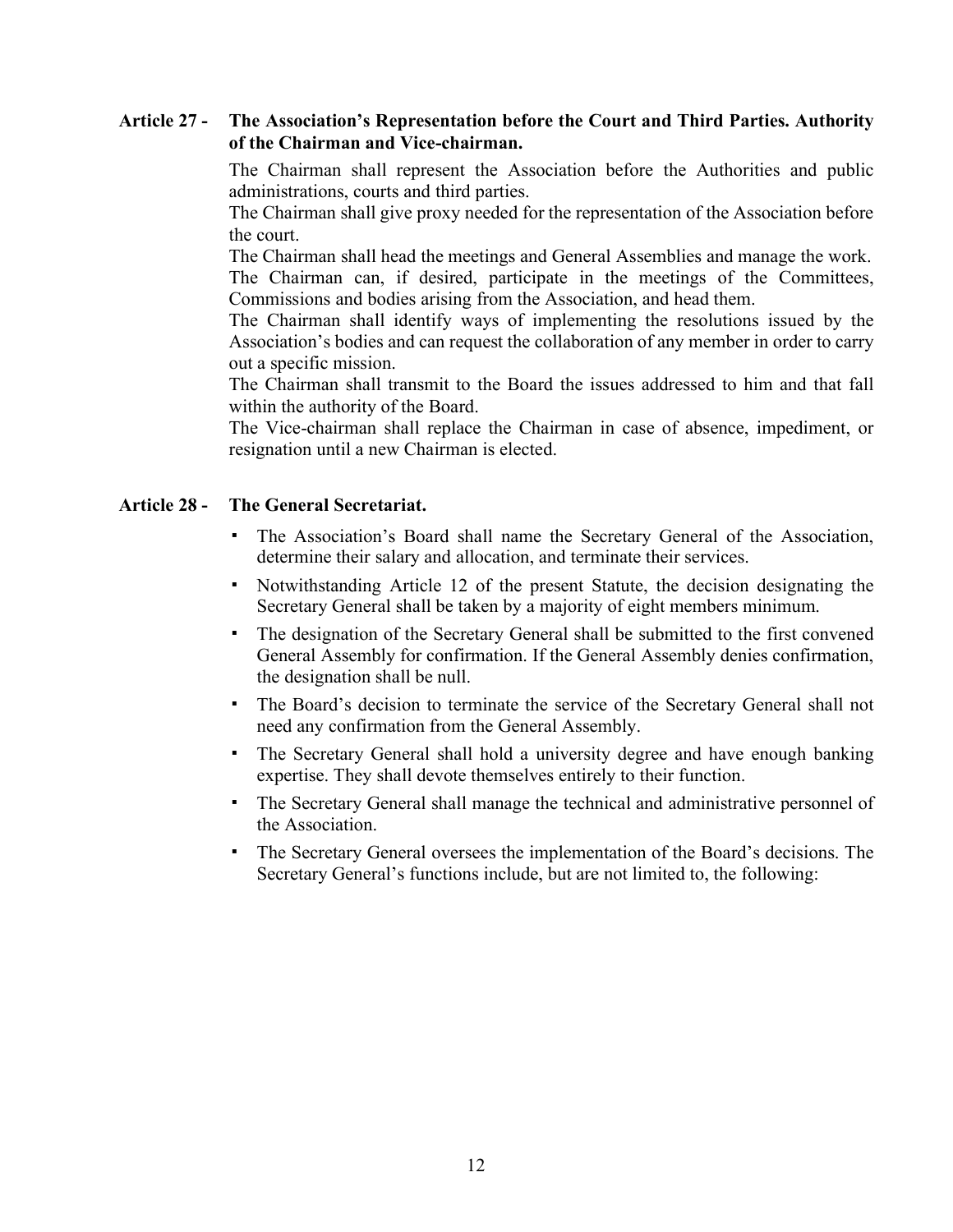**Article 27 - The Association's Representation before the Court and Third Parties. Authority of the Chairman and Vice-chairman.**

The Chairman shall represent the Association before the Authorities and public administrations, courts and third parties.

The Chairman shall give proxy needed for the representation of the Association before the court.

The Chairman shall head the meetings and General Assemblies and manage the work.

The Chairman can, if desired, participate in the meetings of the Committees, Commissions and bodies arising from the Association, and head them.

The Chairman shall identify ways of implementing the resolutions issued by the Association's bodies and can request the collaboration of any member in order to carry out a specific mission.

The Chairman shall transmit to the Board the issues addressed to him and that fall within the authority of the Board.

The Vice-chairman shall replace the Chairman in case of absence, impediment, or resignation until a new Chairman is elected.

**Article 28 - The General Secretariat.**

- The Association's Board shall name the Secretary General of the Association, determine their salary and allocation, and terminate their services.
- Notwithstanding Article 12 of the present Statute, the decision designating the Secretary General shall be taken by a majority of eight members minimum.
- The designation of the Secretary General shall be submitted to the first convened General Assembly for confirmation. If the General Assembly denies confirmation, the designation shall be null.
- The Board's decision to terminate the service of the Secretary General shall not need any confirmation from the General Assembly.
- The Secretary General shall hold a university degree and have enough banking expertise. They shall devote themselves entirely to their function.
- The Secretary General shall manage the technical and administrative personnel of the Association.
- The Secretary General oversees the implementation of the Board's decisions. The Secretary General's functions include, but are not limited to, the following: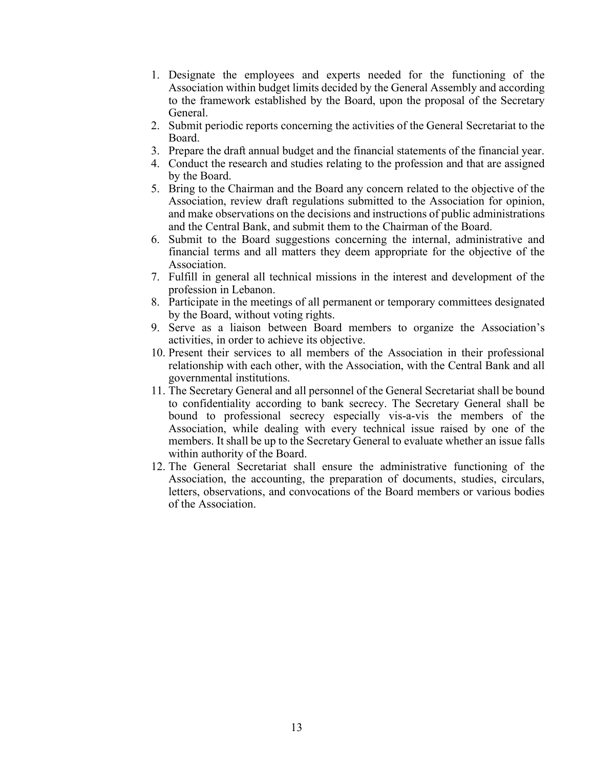1. Designate the employees and experts needed for the functioning of the Association within budget limits decided by the General Assembly and according to the framework established by the Board, upon the proposal of the Secretary General.
2. Submit periodic reports concerning the activities of the General Secretariat to the Board.
3. Prepare the draft annual budget and the financial statements of the financial year.
4. Conduct the research and studies relating to the profession and that are assigned by the Board.
5. Bring to the Chairman and the Board any concern related to the objective of the Association, review draft regulations submitted to the Association for opinion, and make observations on the decisions and instructions of public administrations and the Central Bank, and submit them to the Chairman of the Board.
6. Submit to the Board suggestions concerning the internal, administrative and financial terms and all matters they deem appropriate for the objective of the Association.
7. Fulfill in general all technical missions in the interest and development of the profession in Lebanon.
8. Participate in the meetings of all permanent or temporary committees designated by the Board, without voting rights.
9. Serve as a liaison between Board members to organize the Association's activities, in order to achieve its objective.
10. Present their services to all members of the Association in their professional relationship with each other, with the Association, with the Central Bank and all governmental institutions.
11. The Secretary General and all personnel of the General Secretariat shall be bound to confidentiality according to bank secrecy. The Secretary General shall be bound to professional secrecy especially vis-a-vis the members of the Association, while dealing with every technical issue raised by one of the members. It shall be up to the Secretary General to evaluate whether an issue falls within authority of the Board.
12. The General Secretariat shall ensure the administrative functioning of the Association, the accounting, the preparation of documents, studies, circulars, letters, observations, and convocations of the Board members or various bodies of the Association.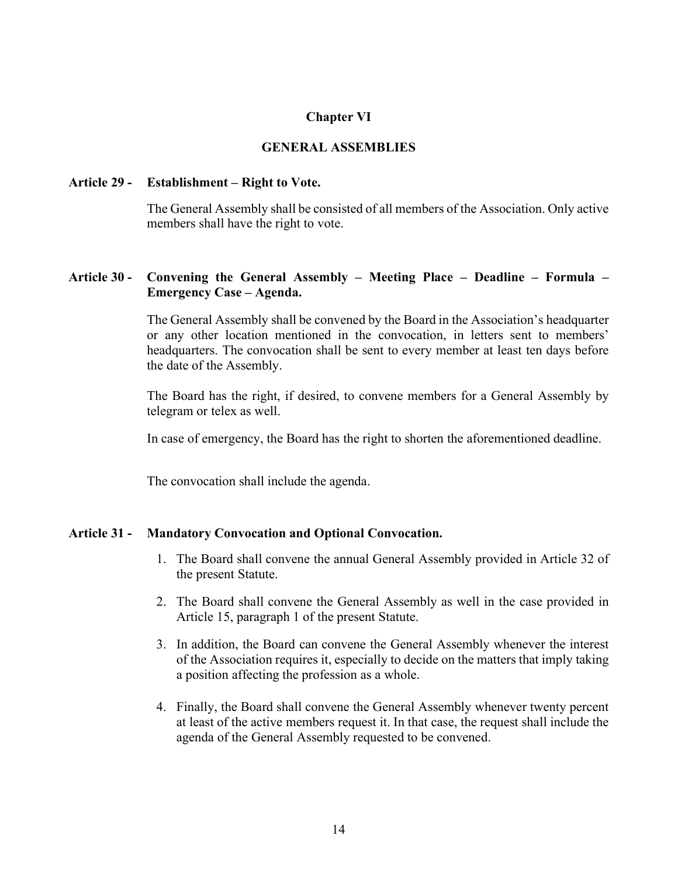## Chapter VI

## GENERAL ASSEMBLIES

**Article 29 - Establishment – Right to Vote.**

The General Assembly shall be consisted of all members of the Association. Only active members shall have the right to vote.

**Article 30 - Convening the General Assembly – Meeting Place – Deadline – Formula – Emergency Case – Agenda.**

The General Assembly shall be convened by the Board in the Association's headquarter or any other location mentioned in the convocation, in letters sent to members' headquarters. The convocation shall be sent to every member at least ten days before the date of the Assembly.

The Board has the right, if desired, to convene members for a General Assembly by telegram or telex as well.

In case of emergency, the Board has the right to shorten the aforementioned deadline.

The convocation shall include the agenda.

**Article 31 - Mandatory Convocation and Optional Convocation.**

1. The Board shall convene the annual General Assembly provided in Article 32 of the present Statute.
2. The Board shall convene the General Assembly as well in the case provided in Article 15, paragraph 1 of the present Statute.
3. In addition, the Board can convene the General Assembly whenever the interest of the Association requires it, especially to decide on the matters that imply taking a position affecting the profession as a whole.
4. Finally, the Board shall convene the General Assembly whenever twenty percent at least of the active members request it. In that case, the request shall include the agenda of the General Assembly requested to be convened.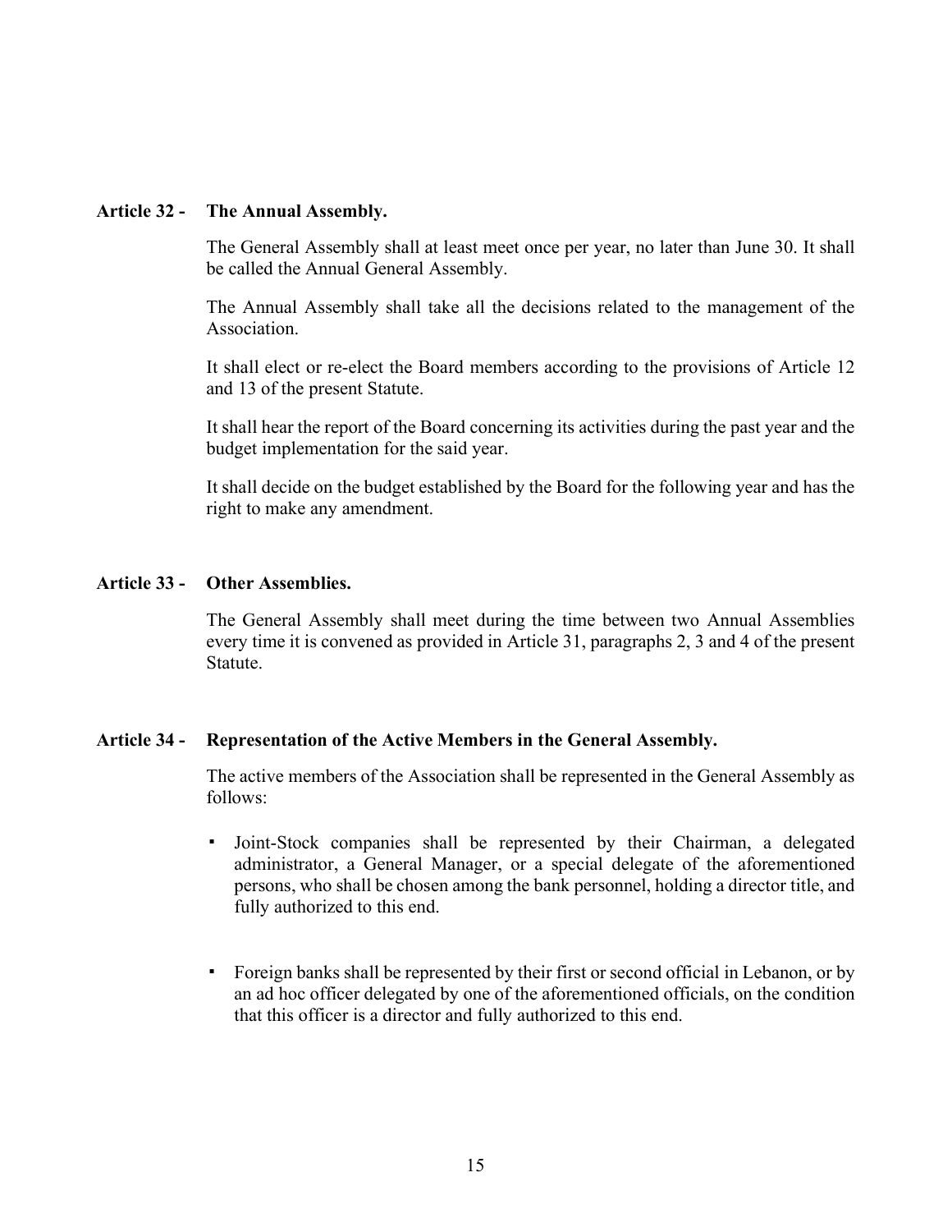**Article 32 - The Annual Assembly.**

The General Assembly shall at least meet once per year, no later than June 30. It shall be called the Annual General Assembly.

The Annual Assembly shall take all the decisions related to the management of the Association.

It shall elect or re-elect the Board members according to the provisions of Article 12 and 13 of the present Statute.

It shall hear the report of the Board concerning its activities during the past year and the budget implementation for the said year.

It shall decide on the budget established by the Board for the following year and has the right to make any amendment.

**Article 33 - Other Assemblies.**

The General Assembly shall meet during the time between two Annual Assemblies every time it is convened as provided in Article 31, paragraphs 2, 3 and 4 of the present Statute.

**Article 34 - Representation of the Active Members in the General Assembly.**

The active members of the Association shall be represented in the General Assembly as follows:

- Joint-Stock companies shall be represented by their Chairman, a delegated administrator, a General Manager, or a special delegate of the aforementioned persons, who shall be chosen among the bank personnel, holding a director title, and fully authorized to this end.

- Foreign banks shall be represented by their first or second official in Lebanon, or by an ad hoc officer delegated by one of the aforementioned officials, on the condition that this officer is a director and fully authorized to this end.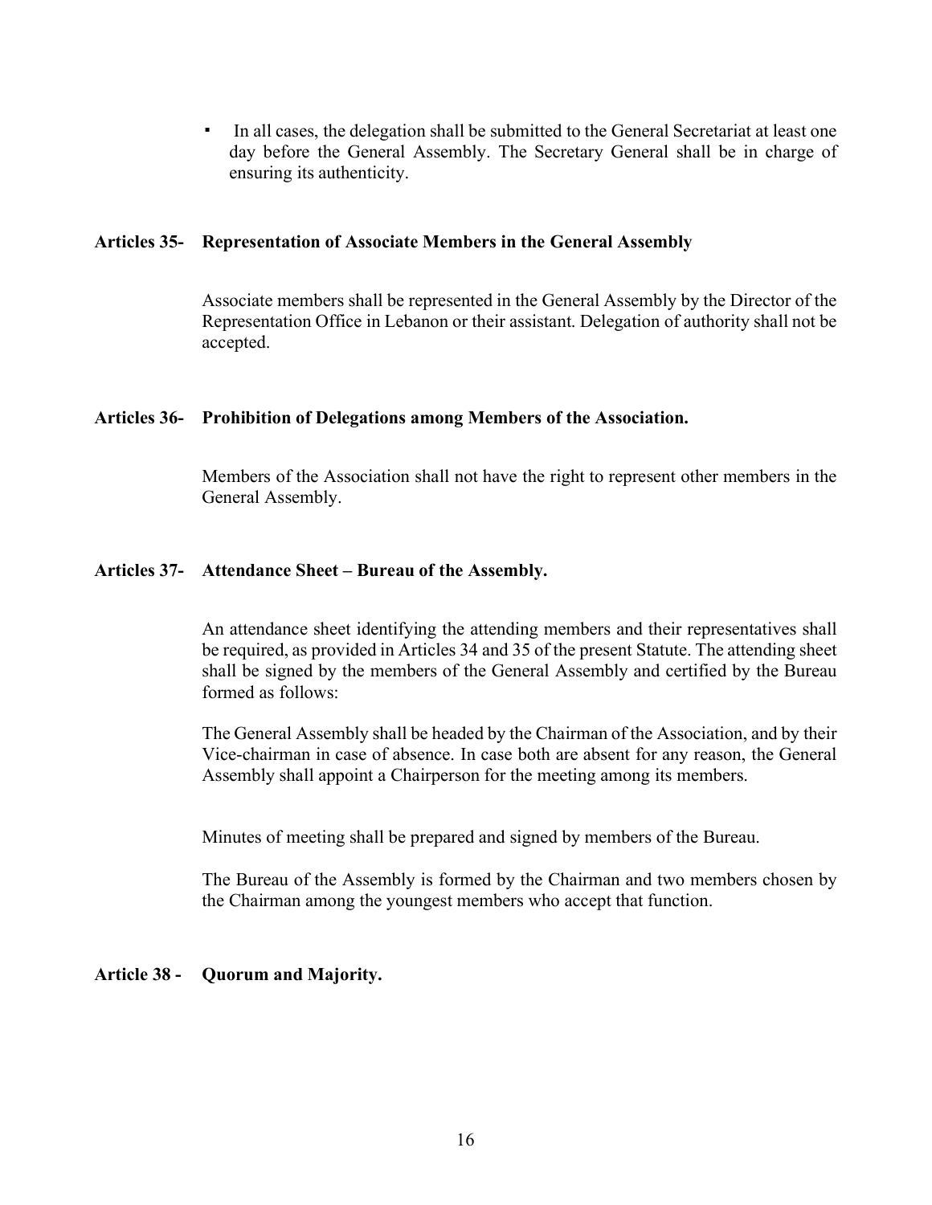- In all cases, the delegation shall be submitted to the General Secretariat at least one day before the General Assembly. The Secretary General shall be in charge of ensuring its authenticity.

**Articles 35- Representation of Associate Members in the General Assembly**

Associate members shall be represented in the General Assembly by the Director of the Representation Office in Lebanon or their assistant. Delegation of authority shall not be accepted.

**Articles 36- Prohibition of Delegations among Members of the Association.**

Members of the Association shall not have the right to represent other members in the General Assembly.

**Articles 37- Attendance Sheet – Bureau of the Assembly.**

An attendance sheet identifying the attending members and their representatives shall be required, as provided in Articles 34 and 35 of the present Statute. The attending sheet shall be signed by the members of the General Assembly and certified by the Bureau formed as follows:

The General Assembly shall be headed by the Chairman of the Association, and by their Vice-chairman in case of absence. In case both are absent for any reason, the General Assembly shall appoint a Chairperson for the meeting among its members.

Minutes of meeting shall be prepared and signed by members of the Bureau.

The Bureau of the Assembly is formed by the Chairman and two members chosen by the Chairman among the youngest members who accept that function.

**Article 38 - Quorum and Majority.**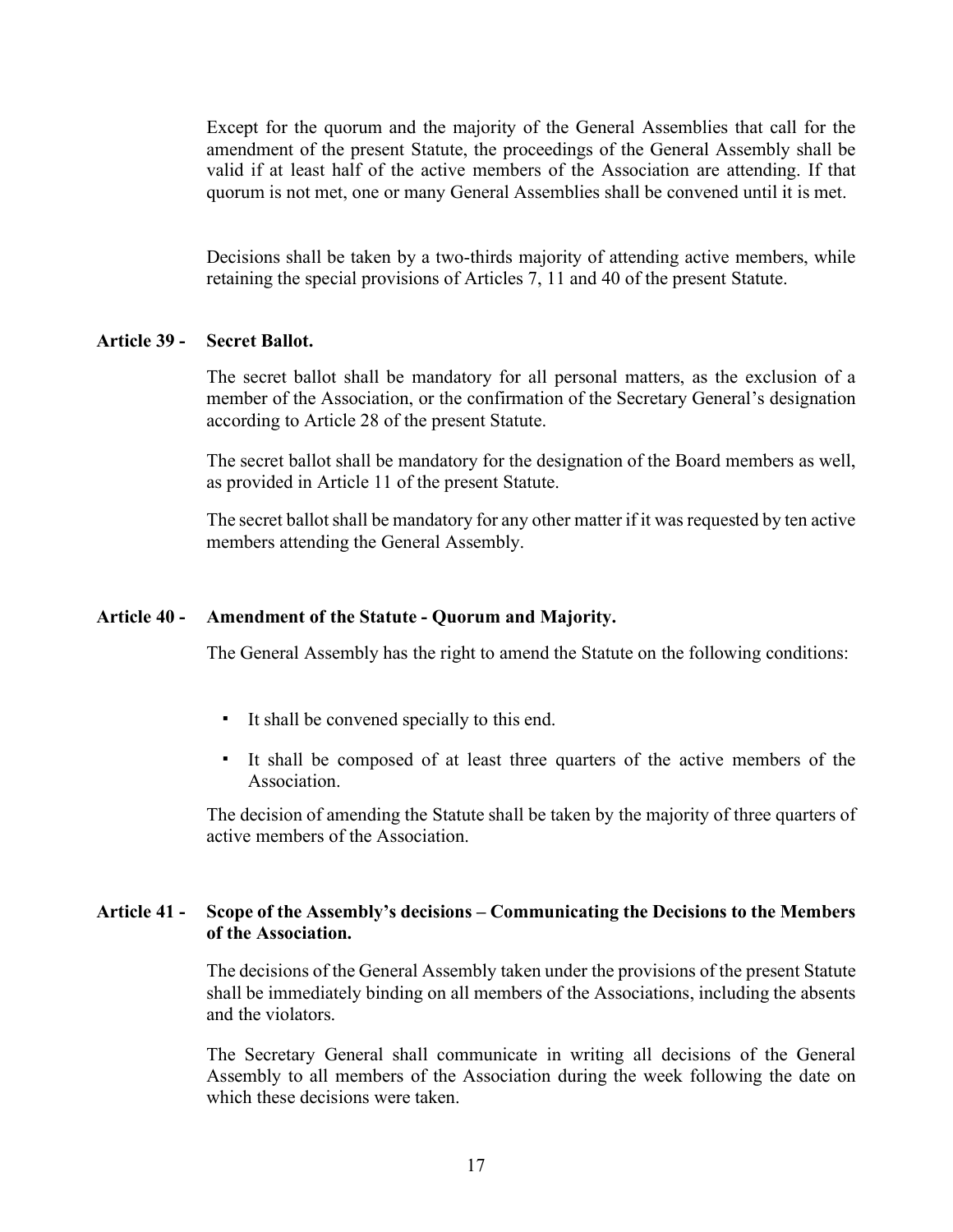Except for the quorum and the majority of the General Assemblies that call for the amendment of the present Statute, the proceedings of the General Assembly shall be valid if at least half of the active members of the Association are attending. If that quorum is not met, one or many General Assemblies shall be convened until it is met.

Decisions shall be taken by a two-thirds majority of attending active members, while retaining the special provisions of Articles 7, 11 and 40 of the present Statute.

**Article 39 - Secret Ballot.**

The secret ballot shall be mandatory for all personal matters, as the exclusion of a member of the Association, or the confirmation of the Secretary General's designation according to Article 28 of the present Statute.

The secret ballot shall be mandatory for the designation of the Board members as well, as provided in Article 11 of the present Statute.

The secret ballot shall be mandatory for any other matter if it was requested by ten active members attending the General Assembly.

**Article 40 - Amendment of the Statute - Quorum and Majority.**

The General Assembly has the right to amend the Statute on the following conditions:

- It shall be convened specially to this end.
- It shall be composed of at least three quarters of the active members of the Association.

The decision of amending the Statute shall be taken by the majority of three quarters of active members of the Association.

**Article 41 - Scope of the Assembly's decisions – Communicating the Decisions to the Members of the Association.**

The decisions of the General Assembly taken under the provisions of the present Statute shall be immediately binding on all members of the Associations, including the absents and the violators.

The Secretary General shall communicate in writing all decisions of the General Assembly to all members of the Association during the week following the date on which these decisions were taken.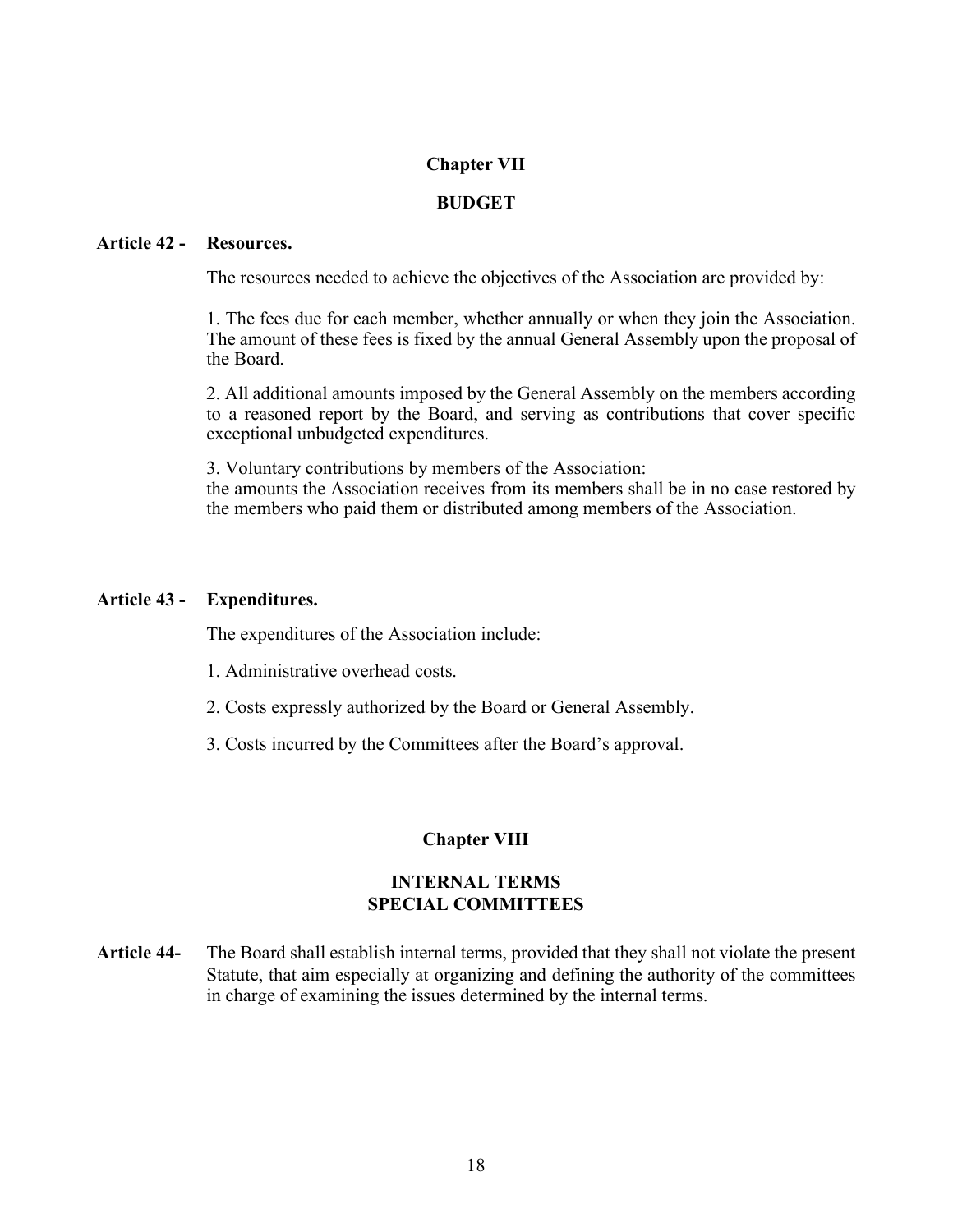## Chapter VII

## BUDGET

**Article 42 - Resources.**

The resources needed to achieve the objectives of the Association are provided by:

1. The fees due for each member, whether annually or when they join the Association. The amount of these fees is fixed by the annual General Assembly upon the proposal of the Board.

2. All additional amounts imposed by the General Assembly on the members according to a reasoned report by the Board, and serving as contributions that cover specific exceptional unbudgeted expenditures.

3. Voluntary contributions by members of the Association:
the amounts the Association receives from its members shall be in no case restored by the members who paid them or distributed among members of the Association.

**Article 43 - Expenditures.**

The expenditures of the Association include:

1. Administrative overhead costs.

2. Costs expressly authorized by the Board or General Assembly.

3. Costs incurred by the Committees after the Board's approval.

## Chapter VIII

## INTERNAL TERMS
## SPECIAL COMMITTEES

**Article 44-** The Board shall establish internal terms, provided that they shall not violate the present Statute, that aim especially at organizing and defining the authority of the committees in charge of examining the issues determined by the internal terms.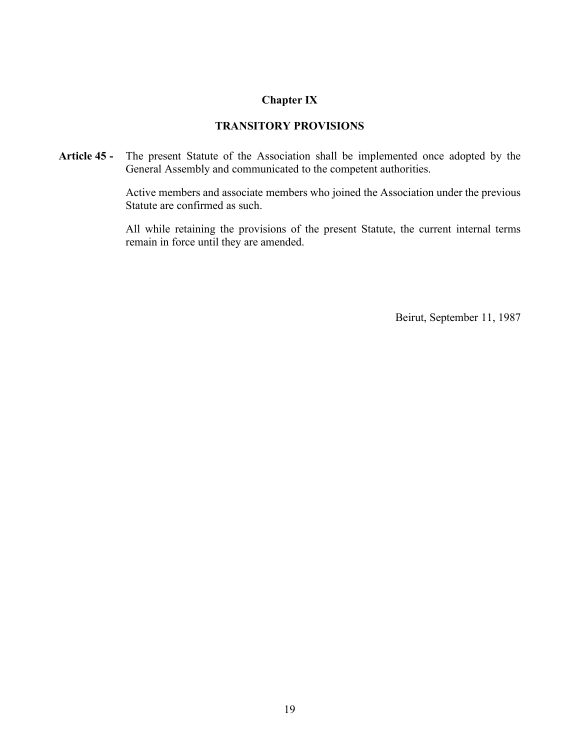## Chapter IX

## TRANSITORY PROVISIONS

**Article 45 -** The present Statute of the Association shall be implemented once adopted by the General Assembly and communicated to the competent authorities.

Active members and associate members who joined the Association under the previous Statute are confirmed as such.

All while retaining the provisions of the present Statute, the current internal terms remain in force until they are amended.

Beirut, September 11, 1987